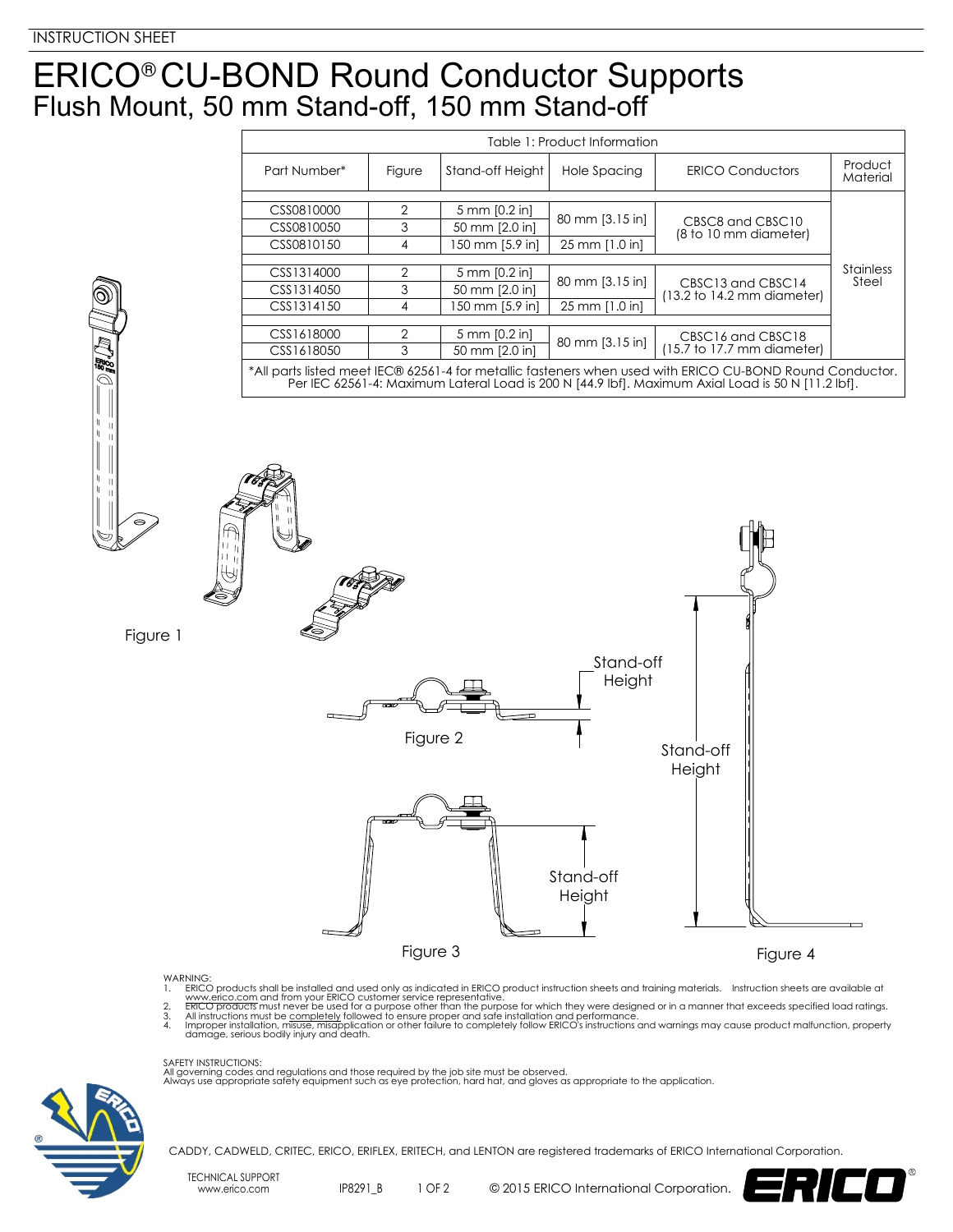# ERICO® CU-BOND Round Conductor Supports

## Flush Mount, 50 mm Stand-off, 150 mm Stand-off

Table 1: Product Information

| Part Number* | Figure | Stand-off Height | Hole Spacing | ERICO Conductors | Product Material |
|---|---|---|---|---|---|
| CSS0810000 | 2 | 5 mm [0.2 in] | 80 mm [3.15 in] | CBSC8 and CBSC10 (8 to 10 mm diameter) | Stainless Steel |
| CSS0810050 | 3 | 50 mm [2.0 in] | | | |
| CSS0810150 | 4 | 150 mm [5.9 in] | 25 mm [1.0 in] | | |
| CSS1314000 | 2 | 5 mm [0.2 in] | 80 mm [3.15 in] | CBSC13 and CBSC14 (13.2 to 14.2 mm diameter) | |
| CSS1314050 | 3 | 50 mm [2.0 in] | | | |
| CSS1314150 | 4 | 150 mm [5.9 in] | 25 mm [1.0 in] | | |
| CSS1618000 | 2 | 5 mm [0.2 in] | 80 mm [3.15 in] | CBSC16 and CBSC18 (15.7 to 17.7 mm diameter) | |
| CSS1618050 | 3 | 50 mm [2.0 in] | | | |

*All parts listed meet IEC® 62561-4 for metallic fasteners when used with ERICO CU-BOND Round Conductor. Per IEC 62561-4: Maximum Lateral Load is 200 N [44.9 lbf]. Maximum Axial Load is 50 N [11.2 lbf].

Figure 1

Stand-off Height

Figure 2

Stand-off Height

Figure 3

Stand-off Height

Figure 4

WARNING:
1. ERICO products shall be installed and used only as indicated in ERICO product instruction sheets and training materials. Instruction sheets are available at www.erico.com and from your ERICO customer service representative.
2. ERICO products must never be used for a purpose other than the purpose for which they were designed or in a manner that exceeds specified load ratings.
3. All instructions must be completely followed to ensure proper and safe installation and performance.
4. Improper installation, misuse, misapplication or other failure to completely follow ERICO's instructions and warnings may cause product malfunction, property damage, serious bodily injury and death.

SAFETY INSTRUCTIONS:
All governing codes and regulations and those required by the job site must be observed.
Always use appropriate safety equipment such as eye protection, hard hat, and gloves as appropriate to the application.

CADDY, CADWELD, CRITEC, ERICO, ERIFLEX, ERITECH, and LENTON are registered trademarks of ERICO International Corporation.

TECHNICAL SUPPORT
www.erico.com

IP8291_B

© 2015 ERICO International Corporation.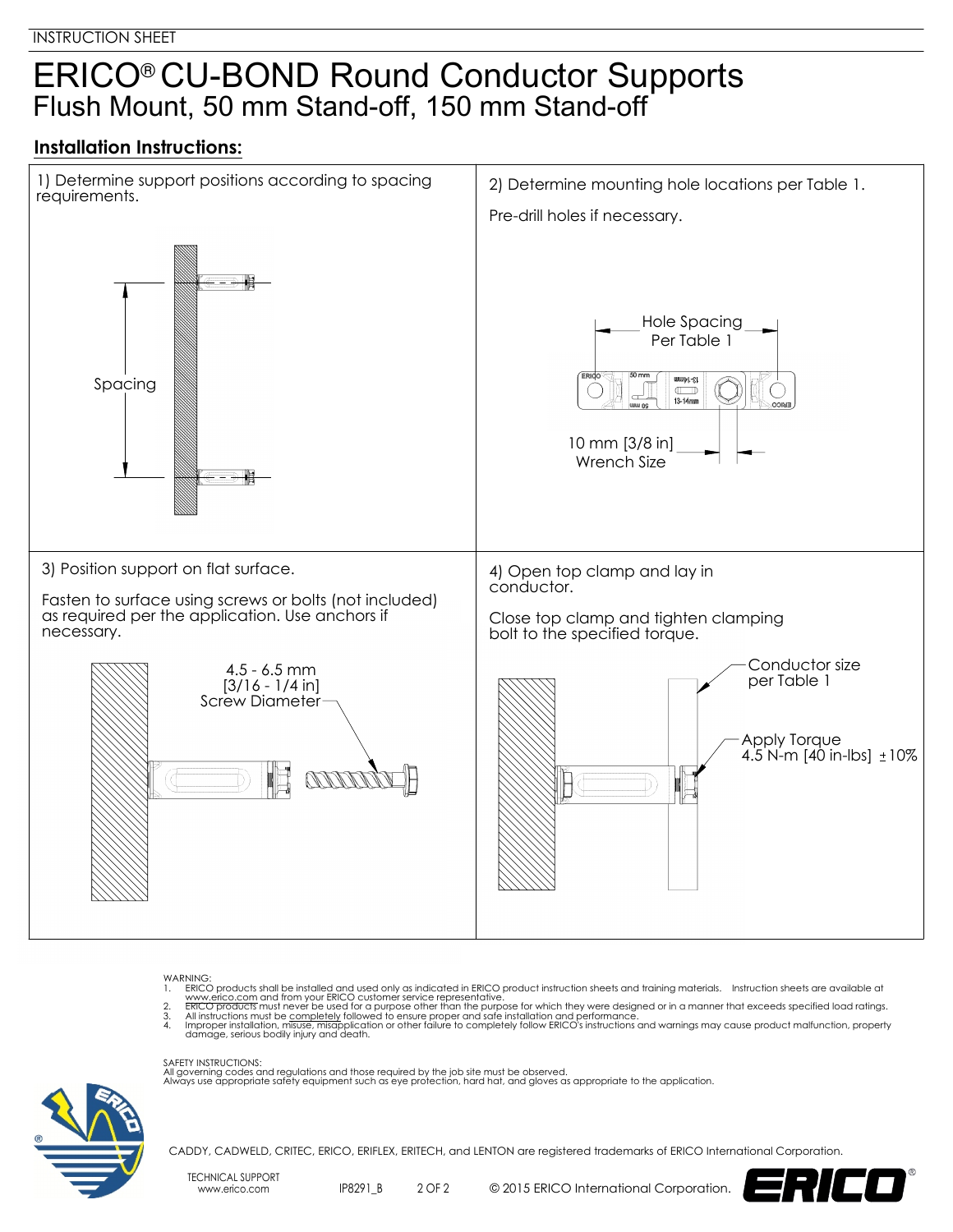INSTRUCTION SHEET

# ERICO® CU-BOND Round Conductor Supports

## Flush Mount, 50 mm Stand-off, 150 mm Stand-off

### Installation Instructions:

1) Determine support positions according to spacing requirements.

Spacing

2) Determine mounting hole locations per Table 1.

Pre-drill holes if necessary.

Hole Spacing Per Table 1

10 mm [3/8 in] Wrench Size

3) Position support on flat surface.

Fasten to surface using screws or bolts (not included) as required per the application. Use anchors if necessary.

4.5 - 6.5 mm [3/16 - 1/4 in] Screw Diameter

4) Open top clamp and lay in conductor.

Close top clamp and tighten clamping bolt to the specified torque.

Conductor size per Table 1

Apply Torque 4.5 N-m [40 in-lbs] ±10%

WARNING:

1. ERICO products shall be installed and used only as indicated in ERICO product instruction sheets and training materials. Instruction sheets are available at www.erico.com and from your ERICO customer service representative.
2. ERICO products must never be used for a purpose other than the purpose for which they were designed or in a manner that exceeds specified load ratings.
3. All instructions must be completely followed to ensure proper and safe installation and performance.
4. Improper installation, misuse, misapplication or other failure to completely follow ERICO's instructions and warnings may cause product malfunction, property damage, serious bodily injury and death.

SAFETY INSTRUCTIONS:
All governing codes and regulations and those required by the job site must be observed.
Always use appropriate safety equipment such as eye protection, hard hat, and gloves as appropriate to the application.

CADDY, CADWELD, CRITEC, ERICO, ERIFLEX, ERITECH, and LENTON are registered trademarks of ERICO International Corporation.

TECHNICAL SUPPORT
www.erico.com

IP8291_B

© 2015 ERICO International Corporation.